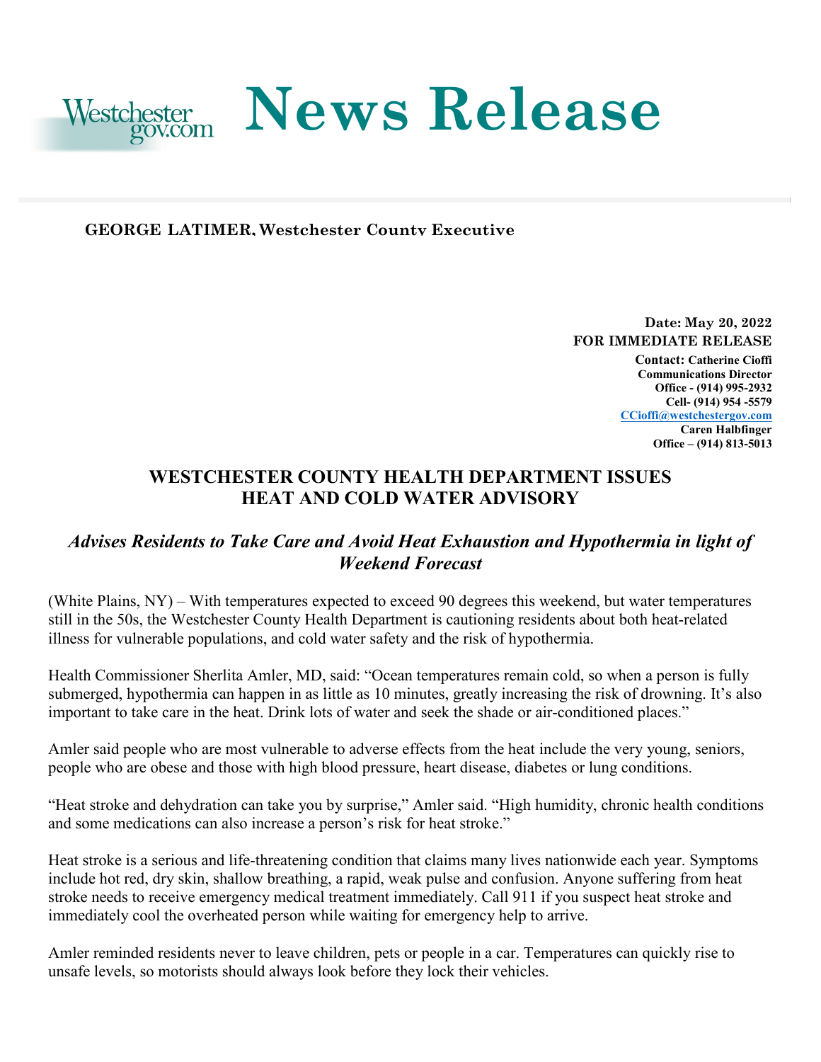Westchester gov.com **News Release**

**GEORGE LATIMER, Westchester County Executive**

**Date: May 20, 2022**
**FOR IMMEDIATE RELEASE**
**Contact: Catherine Cioffi**
**Communications Director**
**Office - (914) 995-2932**
**Cell- (914) 954 -5579**
**CCioffi@westchestergov.com**
**Caren Halbfinger**
**Office – (914) 813-5013**

# WESTCHESTER COUNTY HEALTH DEPARTMENT ISSUES HEAT AND COLD WATER ADVISORY

## *Advises Residents to Take Care and Avoid Heat Exhaustion and Hypothermia in light of Weekend Forecast*

(White Plains, NY) – With temperatures expected to exceed 90 degrees this weekend, but water temperatures still in the 50s, the Westchester County Health Department is cautioning residents about both heat-related illness for vulnerable populations, and cold water safety and the risk of hypothermia.

Health Commissioner Sherlita Amler, MD, said: "Ocean temperatures remain cold, so when a person is fully submerged, hypothermia can happen in as little as 10 minutes, greatly increasing the risk of drowning. It's also important to take care in the heat. Drink lots of water and seek the shade or air-conditioned places."

Amler said people who are most vulnerable to adverse effects from the heat include the very young, seniors, people who are obese and those with high blood pressure, heart disease, diabetes or lung conditions.

"Heat stroke and dehydration can take you by surprise," Amler said. "High humidity, chronic health conditions and some medications can also increase a person's risk for heat stroke."

Heat stroke is a serious and life-threatening condition that claims many lives nationwide each year. Symptoms include hot red, dry skin, shallow breathing, a rapid, weak pulse and confusion. Anyone suffering from heat stroke needs to receive emergency medical treatment immediately. Call 911 if you suspect heat stroke and immediately cool the overheated person while waiting for emergency help to arrive.

Amler reminded residents never to leave children, pets or people in a car. Temperatures can quickly rise to unsafe levels, so motorists should always look before they lock their vehicles.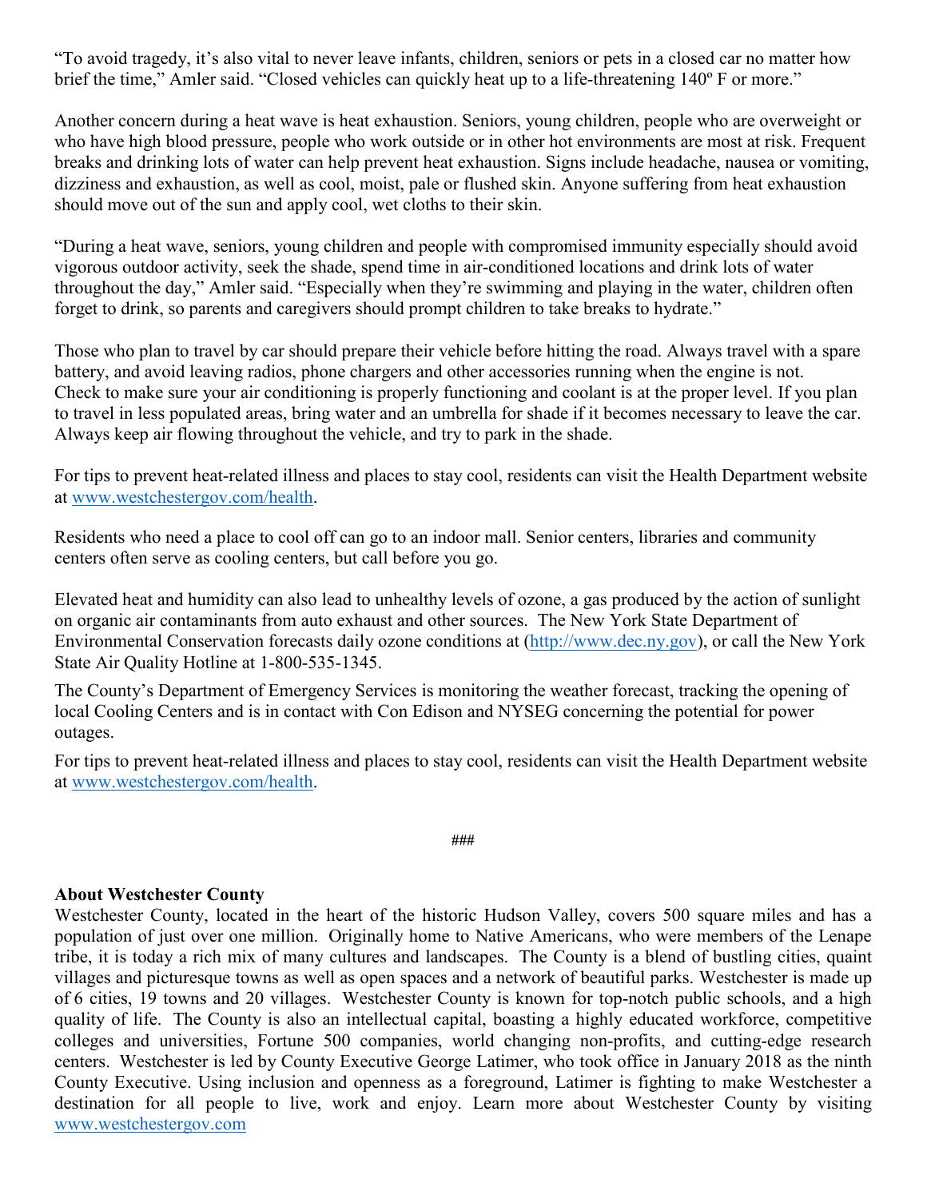"To avoid tragedy, it's also vital to never leave infants, children, seniors or pets in a closed car no matter how brief the time," Amler said. "Closed vehicles can quickly heat up to a life-threatening 140º F or more."

Another concern during a heat wave is heat exhaustion. Seniors, young children, people who are overweight or who have high blood pressure, people who work outside or in other hot environments are most at risk. Frequent breaks and drinking lots of water can help prevent heat exhaustion. Signs include headache, nausea or vomiting, dizziness and exhaustion, as well as cool, moist, pale or flushed skin. Anyone suffering from heat exhaustion should move out of the sun and apply cool, wet cloths to their skin.

"During a heat wave, seniors, young children and people with compromised immunity especially should avoid vigorous outdoor activity, seek the shade, spend time in air-conditioned locations and drink lots of water throughout the day," Amler said. "Especially when they're swimming and playing in the water, children often forget to drink, so parents and caregivers should prompt children to take breaks to hydrate."

Those who plan to travel by car should prepare their vehicle before hitting the road. Always travel with a spare battery, and avoid leaving radios, phone chargers and other accessories running when the engine is not. Check to make sure your air conditioning is properly functioning and coolant is at the proper level. If you plan to travel in less populated areas, bring water and an umbrella for shade if it becomes necessary to leave the car. Always keep air flowing throughout the vehicle, and try to park in the shade.

For tips to prevent heat-related illness and places to stay cool, residents can visit the Health Department website at www.westchestergov.com/health.

Residents who need a place to cool off can go to an indoor mall. Senior centers, libraries and community centers often serve as cooling centers, but call before you go.

Elevated heat and humidity can also lead to unhealthy levels of ozone, a gas produced by the action of sunlight on organic air contaminants from auto exhaust and other sources. The New York State Department of Environmental Conservation forecasts daily ozone conditions at (http://www.dec.ny.gov), or call the New York State Air Quality Hotline at 1-800-535-1345.

The County's Department of Emergency Services is monitoring the weather forecast, tracking the opening of local Cooling Centers and is in contact with Con Edison and NYSEG concerning the potential for power outages.

For tips to prevent heat-related illness and places to stay cool, residents can visit the Health Department website at www.westchestergov.com/health.

###

**About Westchester County**
Westchester County, located in the heart of the historic Hudson Valley, covers 500 square miles and has a population of just over one million. Originally home to Native Americans, who were members of the Lenape tribe, it is today a rich mix of many cultures and landscapes. The County is a blend of bustling cities, quaint villages and picturesque towns as well as open spaces and a network of beautiful parks. Westchester is made up of 6 cities, 19 towns and 20 villages. Westchester County is known for top-notch public schools, and a high quality of life. The County is also an intellectual capital, boasting a highly educated workforce, competitive colleges and universities, Fortune 500 companies, world changing non-profits, and cutting-edge research centers. Westchester is led by County Executive George Latimer, who took office in January 2018 as the ninth County Executive. Using inclusion and openness as a foreground, Latimer is fighting to make Westchester a destination for all people to live, work and enjoy. Learn more about Westchester County by visiting www.westchestergov.com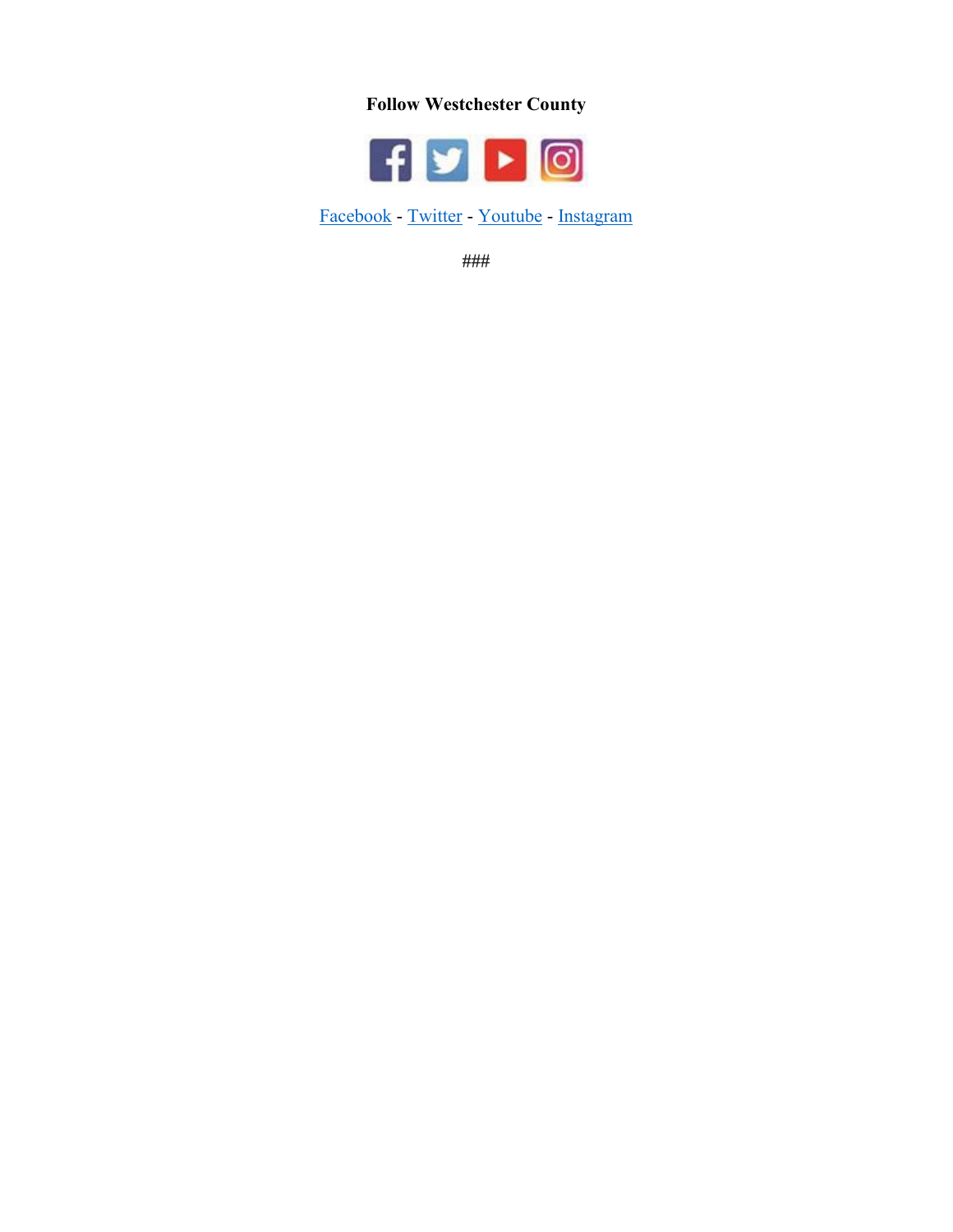**Follow Westchester County**

Facebook - Twitter - Youtube - Instagram

###